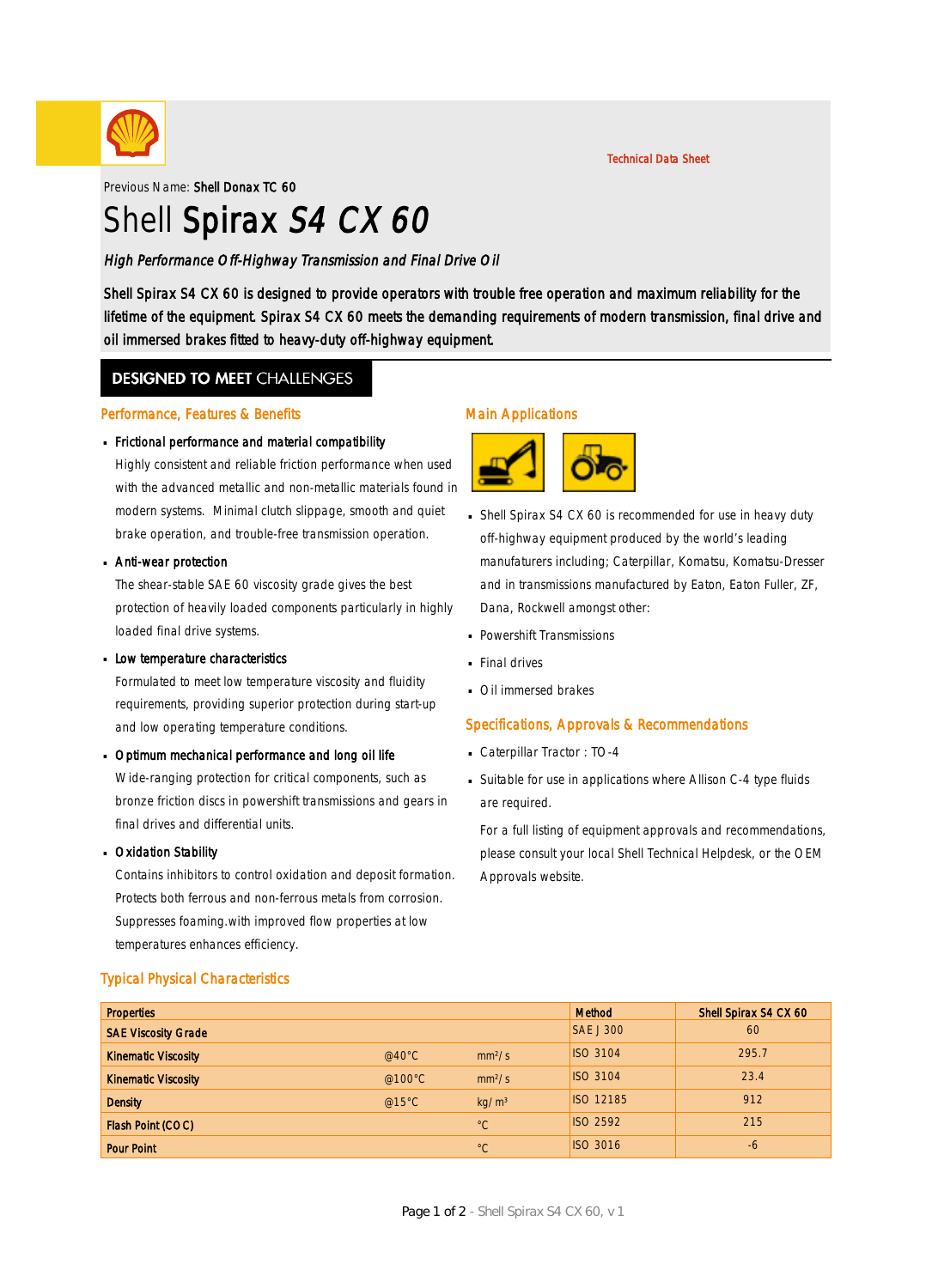Technical Data Sheet

Previous Name: **Shell Donax TC 60**

# Shell **Spirax** *S4 CX 60*

*High Performance Off-Highway Transmission and Final Drive Oil*

Shell Spirax S4 CX 60 is designed to provide operators with trouble free operation and maximum reliability for the lifetime of the equipment. Spirax S4 CX 60 meets the demanding requirements of modern transmission, final drive and oil immersed brakes fitted to heavy-duty off-highway equipment.

## DESIGNED TO MEET CHALLENGES

### Performance, Features & Benefits

- **Frictional performance and material compatibility**
  Highly consistent and reliable friction performance when used with the advanced metallic and non-metallic materials found in modern systems. Minimal clutch slippage, smooth and quiet brake operation, and trouble-free transmission operation.
- **Anti-wear protection**
  The shear-stable SAE 60 viscosity grade gives the best protection of heavily loaded components particularly in highly loaded final drive systems.
- **Low temperature characteristics**
  Formulated to meet low temperature viscosity and fluidity requirements, providing superior protection during start-up and low operating temperature conditions.
- **Optimum mechanical performance and long oil life**
  Wide-ranging protection for critical components, such as bronze friction discs in powershift transmissions and gears in final drives and differential units.
- **Oxidation Stability**
  Contains inhibitors to control oxidation and deposit formation. Protects both ferrous and non-ferrous metals from corrosion. Suppresses foaming.with improved flow properties at low temperatures enhances efficiency.

### Main Applications

- Shell Spirax S4 CX 60 is recommended for use in heavy duty off-highway equipment produced by the world's leading manufaturers including; Caterpillar, Komatsu, Komatsu-Dresser and in transmissions manufactured by Eaton, Eaton Fuller, ZF, Dana, Rockwell amongst other:
- Powershift Transmissions
- Final drives
- Oil immersed brakes

### Specifications, Approvals & Recommendations

- Caterpillar Tractor : TO-4
- Suitable for use in applications where Allison C-4 type fluids are required.

For a full listing of equipment approvals and recommendations, please consult your local Shell Technical Helpdesk, or the OEM Approvals website.

### Typical Physical Characteristics

| Properties | | | Method | Shell Spirax S4 CX 60 |
|---|---|---|---|---|
| **SAE Viscosity Grade** | | | SAE J 300 | 60 |
| **Kinematic Viscosity** | @40°C | $mm^2/s$ | ISO 3104 | 295.7 |
| **Kinematic Viscosity** | @100°C | $mm^2/s$ | ISO 3104 | 23.4 |
| **Density** | @15°C | $kg/m^3$ | ISO 12185 | 912 |
| **Flash Point (COC)** | | °C | ISO 2592 | 215 |
| **Pour Point** | | °C | ISO 3016 | -6 |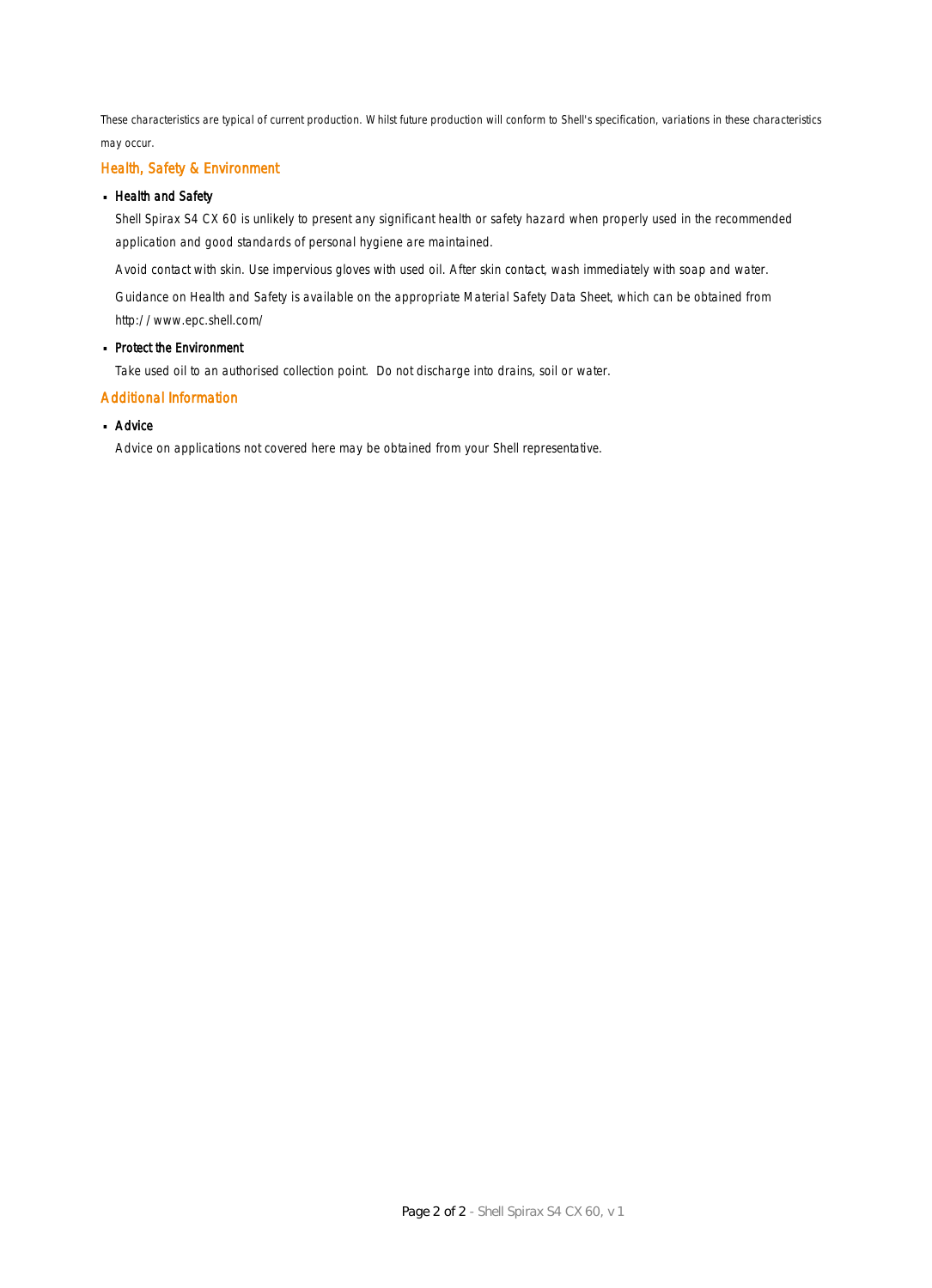*These characteristics are typical of current production. Whilst future production will conform to Shell's specification, variations in these characteristics may occur.*

## Health, Safety & Environment

- **Health and Safety**

  Shell Spirax S4 CX 60 is unlikely to present any significant health or safety hazard when properly used in the recommended application and good standards of personal hygiene are maintained.

  Avoid contact with skin. Use impervious gloves with used oil. After skin contact, wash immediately with soap and water.

  Guidance on Health and Safety is available on the appropriate Material Safety Data Sheet, which can be obtained from http://www.epc.shell.com/

- **Protect the Environment**

  Take used oil to an authorised collection point. Do not discharge into drains, soil or water.

## Additional Information

- **Advice**

  Advice on applications not covered here may be obtained from your Shell representative.